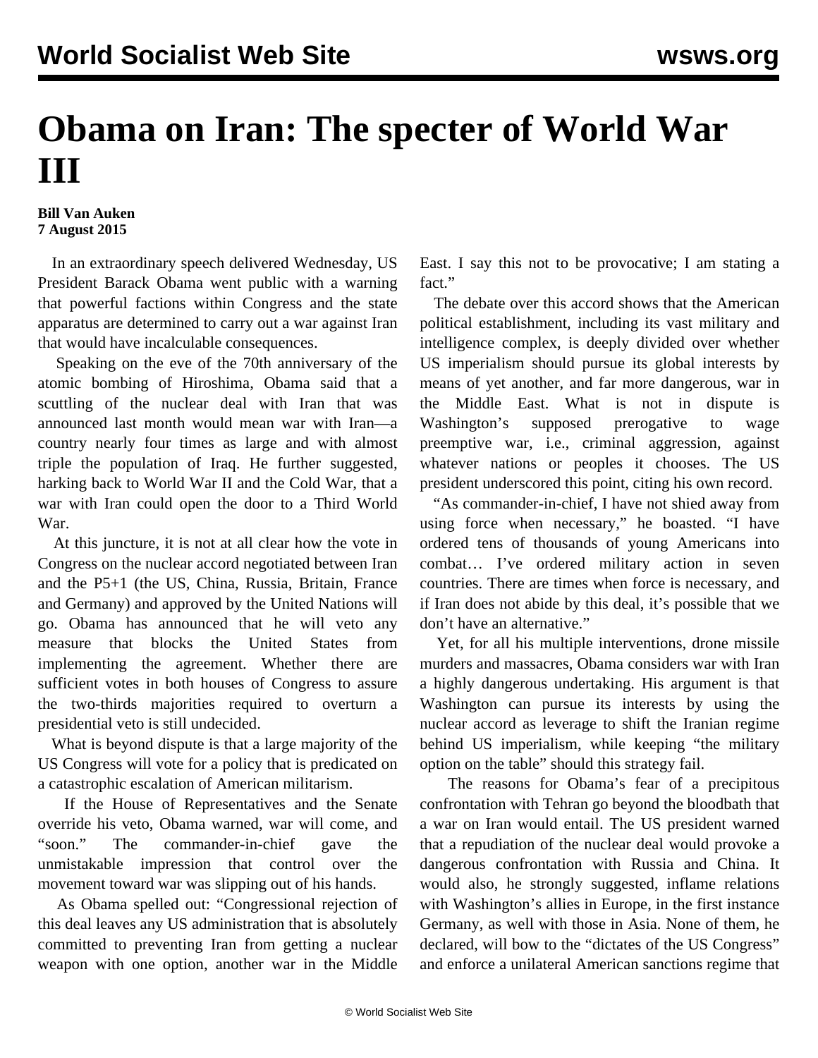# Obama on Iran: The specter of World War III

**Bill Van Auken**
**7 August 2015**

In an extraordinary speech delivered Wednesday, US President Barack Obama went public with a warning that powerful factions within Congress and the state apparatus are determined to carry out a war against Iran that would have incalculable consequences.

Speaking on the eve of the 70th anniversary of the atomic bombing of Hiroshima, Obama said that a scuttling of the nuclear deal with Iran that was announced last month would mean war with Iran—a country nearly four times as large and with almost triple the population of Iraq. He further suggested, harking back to World War II and the Cold War, that a war with Iran could open the door to a Third World War.

At this juncture, it is not at all clear how the vote in Congress on the nuclear accord negotiated between Iran and the P5+1 (the US, China, Russia, Britain, France and Germany) and approved by the United Nations will go. Obama has announced that he will veto any measure that blocks the United States from implementing the agreement. Whether there are sufficient votes in both houses of Congress to assure the two-thirds majorities required to overturn a presidential veto is still undecided.

What is beyond dispute is that a large majority of the US Congress will vote for a policy that is predicated on a catastrophic escalation of American militarism.

If the House of Representatives and the Senate override his veto, Obama warned, war will come, and "soon." The commander-in-chief gave the unmistakable impression that control over the movement toward war was slipping out of his hands.

As Obama spelled out: "Congressional rejection of this deal leaves any US administration that is absolutely committed to preventing Iran from getting a nuclear weapon with one option, another war in the Middle East. I say this not to be provocative; I am stating a fact."

The debate over this accord shows that the American political establishment, including its vast military and intelligence complex, is deeply divided over whether US imperialism should pursue its global interests by means of yet another, and far more dangerous, war in the Middle East. What is not in dispute is Washington's supposed prerogative to wage preemptive war, i.e., criminal aggression, against whatever nations or peoples it chooses. The US president underscored this point, citing his own record.

"As commander-in-chief, I have not shied away from using force when necessary," he boasted. "I have ordered tens of thousands of young Americans into combat… I've ordered military action in seven countries. There are times when force is necessary, and if Iran does not abide by this deal, it's possible that we don't have an alternative."

Yet, for all his multiple interventions, drone missile murders and massacres, Obama considers war with Iran a highly dangerous undertaking. His argument is that Washington can pursue its interests by using the nuclear accord as leverage to shift the Iranian regime behind US imperialism, while keeping "the military option on the table" should this strategy fail.

The reasons for Obama's fear of a precipitous confrontation with Tehran go beyond the bloodbath that a war on Iran would entail. The US president warned that a repudiation of the nuclear deal would provoke a dangerous confrontation with Russia and China. It would also, he strongly suggested, inflame relations with Washington's allies in Europe, in the first instance Germany, as well with those in Asia. None of them, he declared, will bow to the "dictates of the US Congress" and enforce a unilateral American sanctions regime that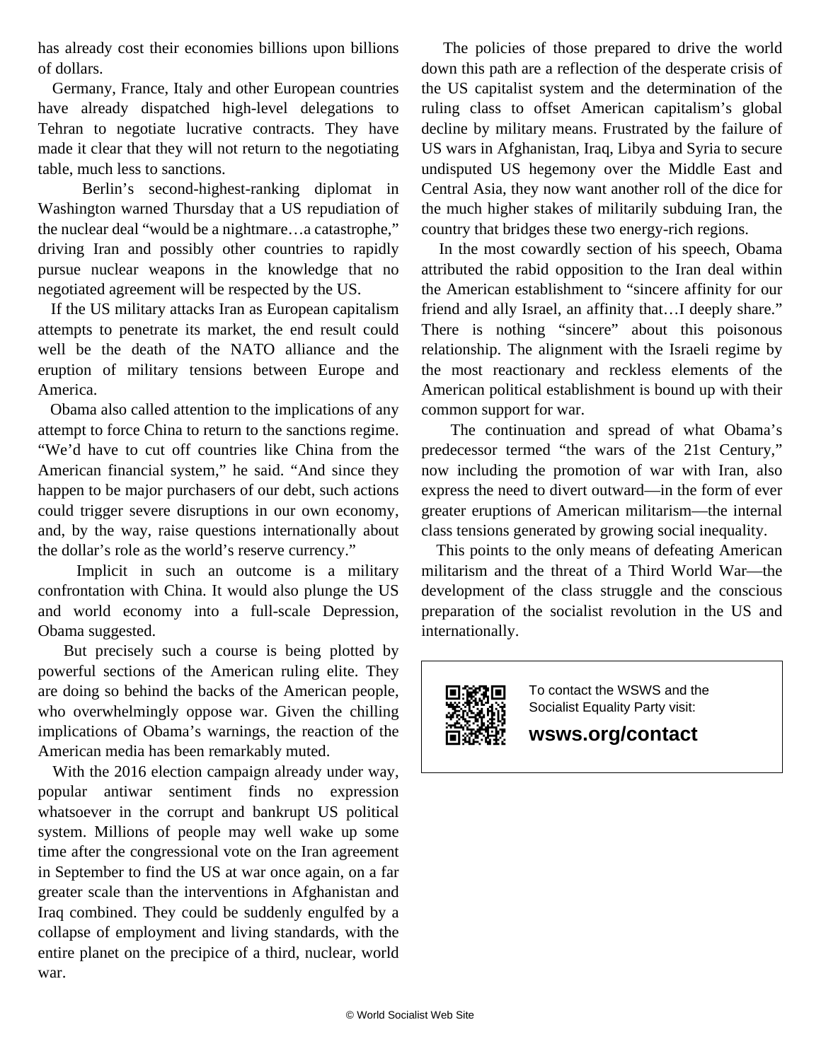has already cost their economies billions upon billions of dollars.

Germany, France, Italy and other European countries have already dispatched high-level delegations to Tehran to negotiate lucrative contracts. They have made it clear that they will not return to the negotiating table, much less to sanctions.

Berlin's second-highest-ranking diplomat in Washington warned Thursday that a US repudiation of the nuclear deal "would be a nightmare…a catastrophe," driving Iran and possibly other countries to rapidly pursue nuclear weapons in the knowledge that no negotiated agreement will be respected by the US.

If the US military attacks Iran as European capitalism attempts to penetrate its market, the end result could well be the death of the NATO alliance and the eruption of military tensions between Europe and America.

Obama also called attention to the implications of any attempt to force China to return to the sanctions regime. "We'd have to cut off countries like China from the American financial system," he said. "And since they happen to be major purchasers of our debt, such actions could trigger severe disruptions in our own economy, and, by the way, raise questions internationally about the dollar's role as the world's reserve currency."

Implicit in such an outcome is a military confrontation with China. It would also plunge the US and world economy into a full-scale Depression, Obama suggested.

But precisely such a course is being plotted by powerful sections of the American ruling elite. They are doing so behind the backs of the American people, who overwhelmingly oppose war. Given the chilling implications of Obama's warnings, the reaction of the American media has been remarkably muted.

With the 2016 election campaign already under way, popular antiwar sentiment finds no expression whatsoever in the corrupt and bankrupt US political system. Millions of people may well wake up some time after the congressional vote on the Iran agreement in September to find the US at war once again, on a far greater scale than the interventions in Afghanistan and Iraq combined. They could be suddenly engulfed by a collapse of employment and living standards, with the entire planet on the precipice of a third, nuclear, world war.

The policies of those prepared to drive the world down this path are a reflection of the desperate crisis of the US capitalist system and the determination of the ruling class to offset American capitalism's global decline by military means. Frustrated by the failure of US wars in Afghanistan, Iraq, Libya and Syria to secure undisputed US hegemony over the Middle East and Central Asia, they now want another roll of the dice for the much higher stakes of militarily subduing Iran, the country that bridges these two energy-rich regions.

In the most cowardly section of his speech, Obama attributed the rabid opposition to the Iran deal within the American establishment to "sincere affinity for our friend and ally Israel, an affinity that…I deeply share." There is nothing "sincere" about this poisonous relationship. The alignment with the Israeli regime by the most reactionary and reckless elements of the American political establishment is bound up with their common support for war.

The continuation and spread of what Obama's predecessor termed "the wars of the 21st Century," now including the promotion of war with Iran, also express the need to divert outward—in the form of ever greater eruptions of American militarism—the internal class tensions generated by growing social inequality.

This points to the only means of defeating American militarism and the threat of a Third World War—the development of the class struggle and the conscious preparation of the socialist revolution in the US and internationally.

To contact the WSWS and the Socialist Equality Party visit:

**wsws.org/contact**